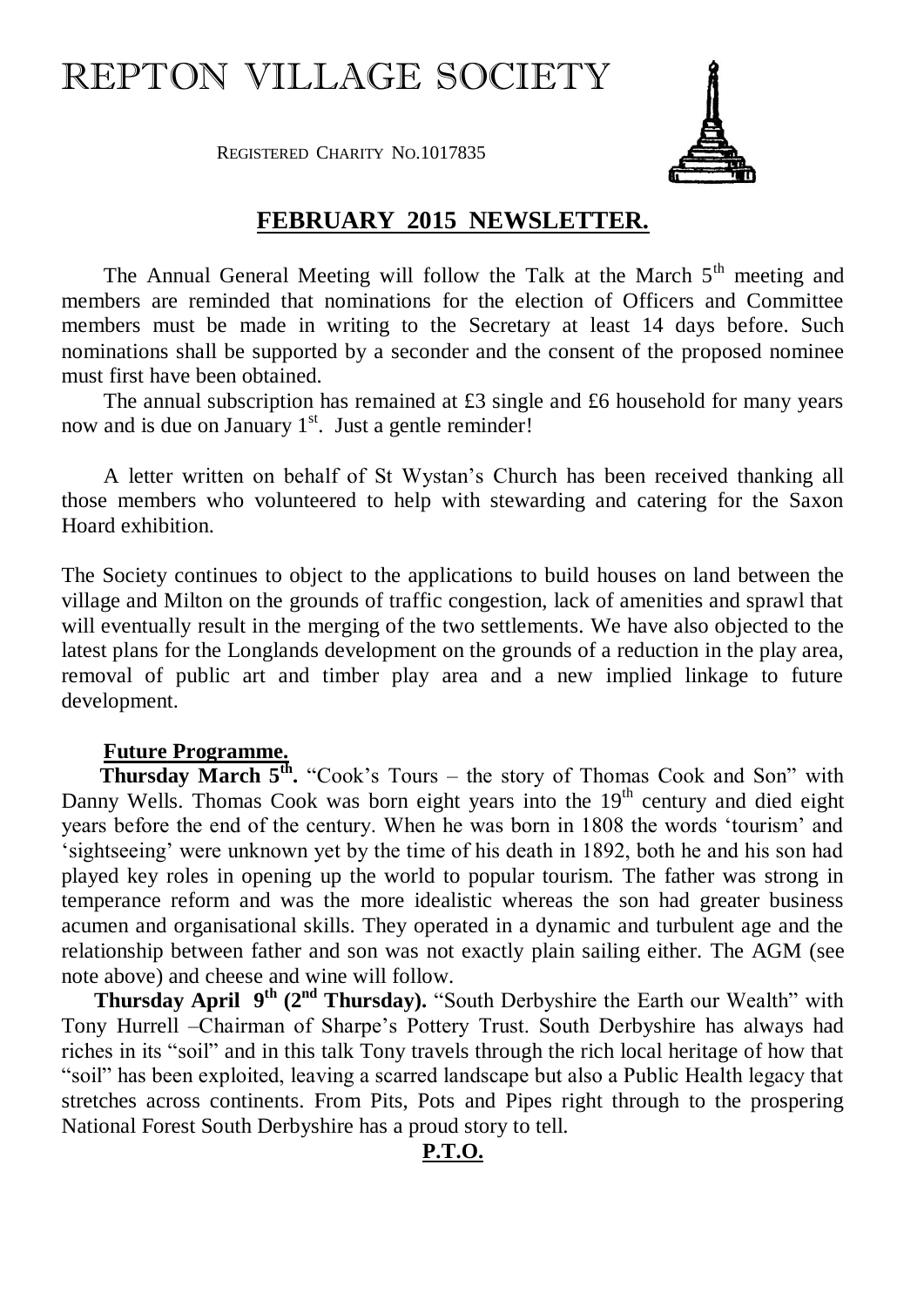# REPTON VILLAGE SOCIETY

REGISTERED CHARITY NO.1017835

## FEBRUARY 2015 NEWSLETTER.

The Annual General Meeting will follow the Talk at the March 5th meeting and members are reminded that nominations for the election of Officers and Committee members must be made in writing to the Secretary at least 14 days before. Such nominations shall be supported by a seconder and the consent of the proposed nominee must first have been obtained.

The annual subscription has remained at £3 single and £6 household for many years now and is due on January 1st. Just a gentle reminder!

A letter written on behalf of St Wystan's Church has been received thanking all those members who volunteered to help with stewarding and catering for the Saxon Hoard exhibition.

The Society continues to object to the applications to build houses on land between the village and Milton on the grounds of traffic congestion, lack of amenities and sprawl that will eventually result in the merging of the two settlements. We have also objected to the latest plans for the Longlands development on the grounds of a reduction in the play area, removal of public art and timber play area and a new implied linkage to future development.

### Future Programme.

**Thursday March 5th.** "Cook's Tours – the story of Thomas Cook and Son" with Danny Wells. Thomas Cook was born eight years into the 19th century and died eight years before the end of the century. When he was born in 1808 the words 'tourism' and 'sightseeing' were unknown yet by the time of his death in 1892, both he and his son had played key roles in opening up the world to popular tourism. The father was strong in temperance reform and was the more idealistic whereas the son had greater business acumen and organisational skills. They operated in a dynamic and turbulent age and the relationship between father and son was not exactly plain sailing either. The AGM (see note above) and cheese and wine will follow.

**Thursday April 9th (2nd Thursday).** "South Derbyshire the Earth our Wealth" with Tony Hurrell –Chairman of Sharpe's Pottery Trust. South Derbyshire has always had riches in its "soil" and in this talk Tony travels through the rich local heritage of how that "soil" has been exploited, leaving a scarred landscape but also a Public Health legacy that stretches across continents. From Pits, Pots and Pipes right through to the prospering National Forest South Derbyshire has a proud story to tell.

**P.T.O.**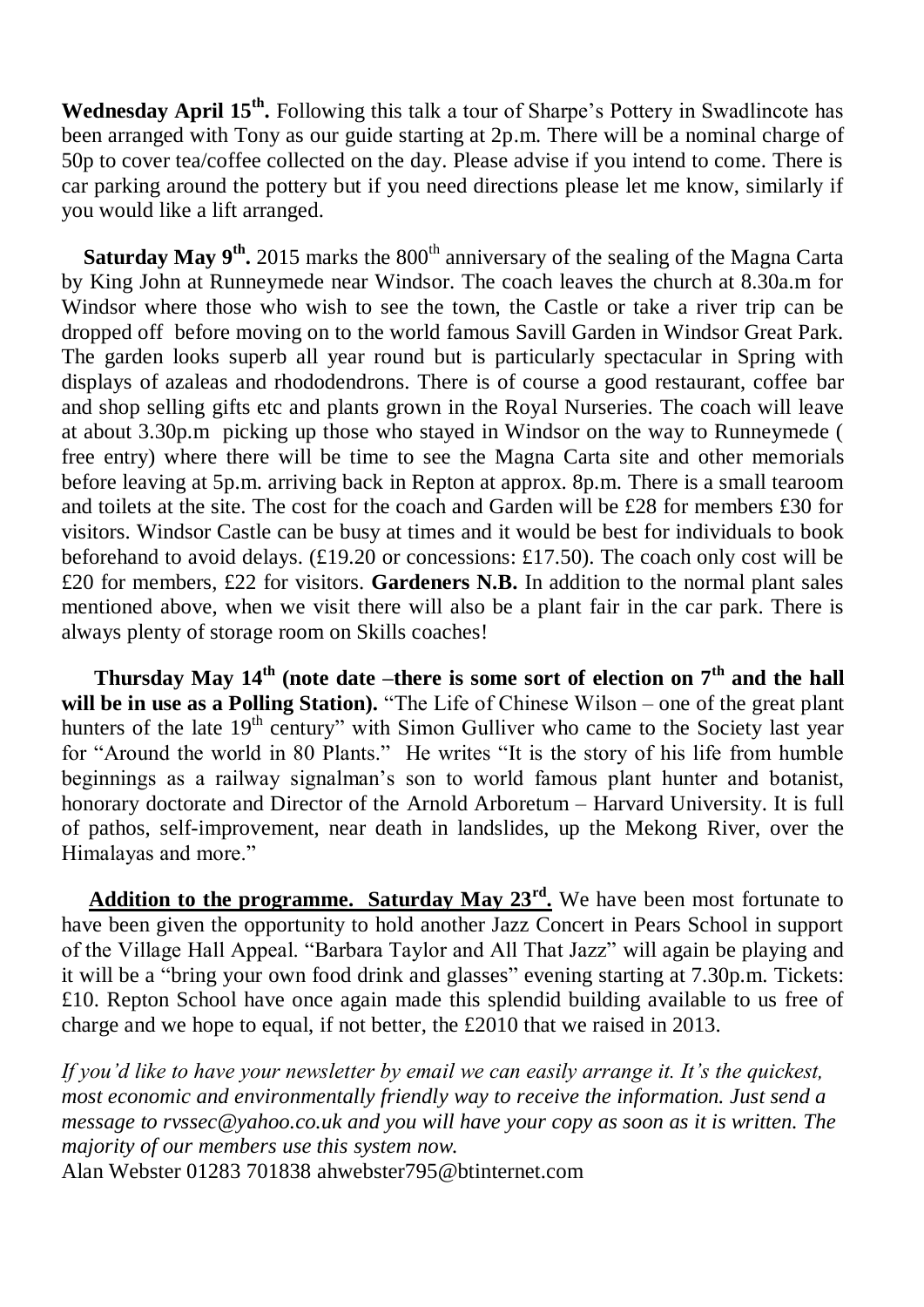**Wednesday April 15th.** Following this talk a tour of Sharpe's Pottery in Swadlincote has been arranged with Tony as our guide starting at 2p.m. There will be a nominal charge of 50p to cover tea/coffee collected on the day. Please advise if you intend to come. There is car parking around the pottery but if you need directions please let me know, similarly if you would like a lift arranged.

**Saturday May 9th.** 2015 marks the 800th anniversary of the sealing of the Magna Carta by King John at Runneymede near Windsor. The coach leaves the church at 8.30a.m for Windsor where those who wish to see the town, the Castle or take a river trip can be dropped off before moving on to the world famous Savill Garden in Windsor Great Park. The garden looks superb all year round but is particularly spectacular in Spring with displays of azaleas and rhododendrons. There is of course a good restaurant, coffee bar and shop selling gifts etc and plants grown in the Royal Nurseries. The coach will leave at about 3.30p.m picking up those who stayed in Windsor on the way to Runneymede ( free entry) where there will be time to see the Magna Carta site and other memorials before leaving at 5p.m. arriving back in Repton at approx. 8p.m. There is a small tearoom and toilets at the site. The cost for the coach and Garden will be £28 for members £30 for visitors. Windsor Castle can be busy at times and it would be best for individuals to book beforehand to avoid delays. (£19.20 or concessions: £17.50). The coach only cost will be £20 for members, £22 for visitors. **Gardeners N.B.** In addition to the normal plant sales mentioned above, when we visit there will also be a plant fair in the car park. There is always plenty of storage room on Skills coaches!

**Thursday May 14th (note date –there is some sort of election on 7th and the hall will be in use as a Polling Station).** "The Life of Chinese Wilson – one of the great plant hunters of the late 19th century" with Simon Gulliver who came to the Society last year for "Around the world in 80 Plants." He writes "It is the story of his life from humble beginnings as a railway signalman's son to world famous plant hunter and botanist, honorary doctorate and Director of the Arnold Arboretum – Harvard University. It is full of pathos, self-improvement, near death in landslides, up the Mekong River, over the Himalayas and more."

**Addition to the programme. Saturday May 23rd.** We have been most fortunate to have been given the opportunity to hold another Jazz Concert in Pears School in support of the Village Hall Appeal. "Barbara Taylor and All That Jazz" will again be playing and it will be a "bring your own food drink and glasses" evening starting at 7.30p.m. Tickets: £10. Repton School have once again made this splendid building available to us free of charge and we hope to equal, if not better, the £2010 that we raised in 2013.

*If you'd like to have your newsletter by email we can easily arrange it. It's the quickest, most economic and environmentally friendly way to receive the information. Just send a message to rvssec@yahoo.co.uk and you will have your copy as soon as it is written. The majority of our members use this system now.*

Alan Webster 01283 701838 ahwebster795@btinternet.com